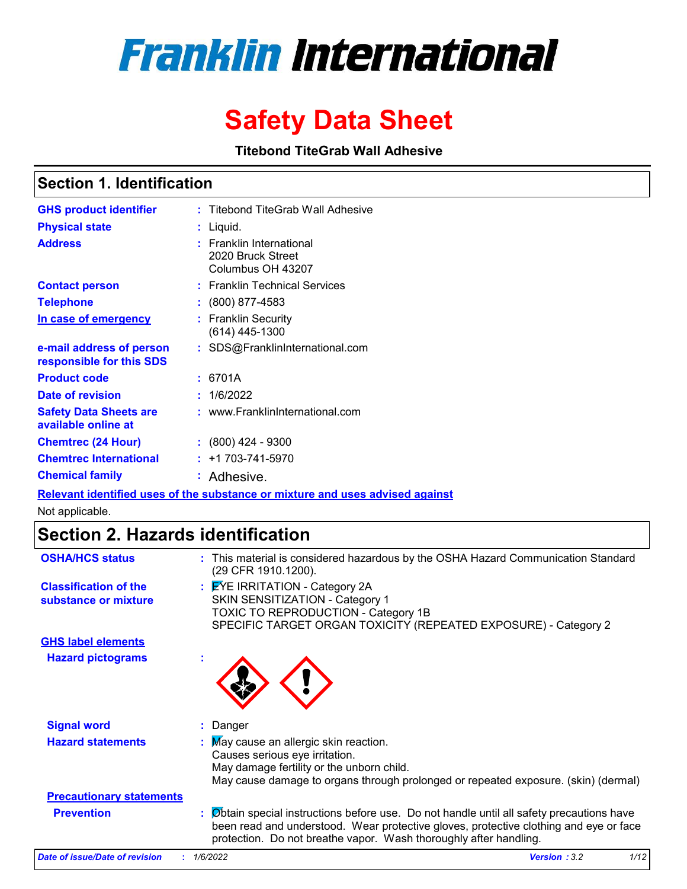# Franklin International

# Safety Data Sheet

**Titebond TiteGrab Wall Adhesive**

## Section 1. Identification

| | | |
|---|---|---|
| **GHS product identifier** | : | Titebond TiteGrab Wall Adhesive |
| **Physical state** | : | Liquid. |
| **Address** | : | Franklin International<br>2020 Bruck Street<br>Columbus OH 43207 |
| **Contact person** | : | Franklin Technical Services |
| **Telephone** | : | (800) 877-4583 |
| **In case of emergency** | : | Franklin Security<br>(614) 445-1300 |
| **e-mail address of person responsible for this SDS** | : | SDS@FranklinInternational.com |
| **Product code** | : | 6701A |
| **Date of revision** | : | 1/6/2022 |
| **Safety Data Sheets are available online at** | : | www.FranklinInternational.com |
| **Chemtrec (24 Hour)** | : | (800) 424 - 9300 |
| **Chemtrec International** | : | +1 703-741-5970 |
| **Chemical family** | : | Adhesive. |

**Relevant identified uses of the substance or mixture and uses advised against**

Not applicable.

## Section 2. Hazards identification

| | | |
|---|---|---|
| **OSHA/HCS status** | : | This material is considered hazardous by the OSHA Hazard Communication Standard (29 CFR 1910.1200). |
| **Classification of the substance or mixture** | : | EYE IRRITATION - Category 2A<br>SKIN SENSITIZATION - Category 1<br>TOXIC TO REPRODUCTION - Category 1B<br>SPECIFIC TARGET ORGAN TOXICITY (REPEATED EXPOSURE) - Category 2 |

**GHS label elements**

| | | |
|---|---|---|
| **Hazard pictograms** | : | |
| **Signal word** | : | Danger |
| **Hazard statements** | : | May cause an allergic skin reaction.<br>Causes serious eye irritation.<br>May damage fertility or the unborn child.<br>May cause damage to organs through prolonged or repeated exposure. (skin) (dermal) |

**Precautionary statements**

| | | |
|---|---|---|
| **Prevention** | : | Obtain special instructions before use. Do not handle until all safety precautions have been read and understood. Wear protective gloves, protective clothing and eye or face protection. Do not breathe vapor. Wash thoroughly after handling. |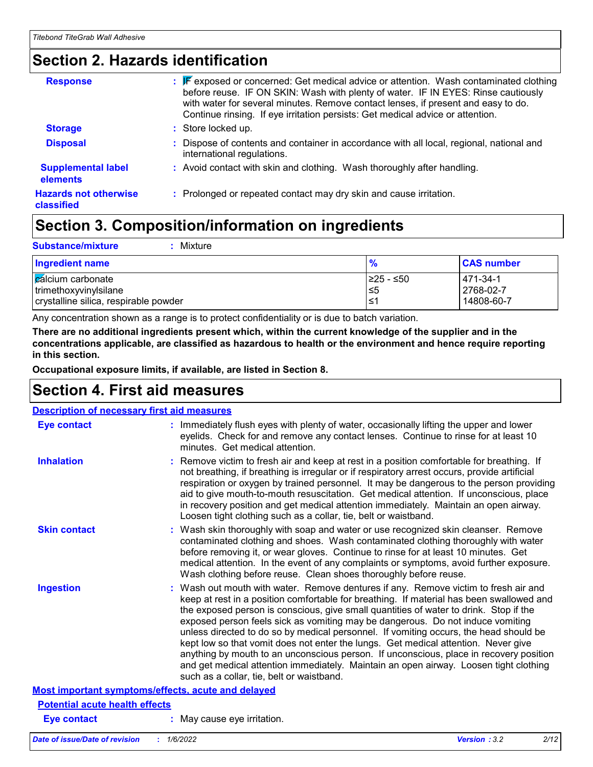# Section 2. Hazards identification

**Response** : IF exposed or concerned: Get medical advice or attention. Wash contaminated clothing before reuse. IF ON SKIN: Wash with plenty of water. IF IN EYES: Rinse cautiously with water for several minutes. Remove contact lenses, if present and easy to do. Continue rinsing. If eye irritation persists: Get medical advice or attention.

**Storage** : Store locked up.

**Disposal** : Dispose of contents and container in accordance with all local, regional, national and international regulations.

**Supplemental label elements** : Avoid contact with skin and clothing. Wash thoroughly after handling.

**Hazards not otherwise classified** : Prolonged or repeated contact may dry skin and cause irritation.

# Section 3. Composition/information on ingredients

**Substance/mixture** : Mixture

| Ingredient name | % | CAS number |
|---|---|---|
| calcium carbonate | ≥25 - ≤50 | 471-34-1 |
| trimethoxyvinylsilane | ≤5 | 2768-02-7 |
| crystalline silica, respirable powder | ≤1 | 14808-60-7 |

Any concentration shown as a range is to protect confidentiality or is due to batch variation.

**There are no additional ingredients present which, within the current knowledge of the supplier and in the concentrations applicable, are classified as hazardous to health or the environment and hence require reporting in this section.**

**Occupational exposure limits, if available, are listed in Section 8.**

# Section 4. First aid measures

## Description of necessary first aid measures

**Eye contact** : Immediately flush eyes with plenty of water, occasionally lifting the upper and lower eyelids. Check for and remove any contact lenses. Continue to rinse for at least 10 minutes. Get medical attention.

**Inhalation** : Remove victim to fresh air and keep at rest in a position comfortable for breathing. If not breathing, if breathing is irregular or if respiratory arrest occurs, provide artificial respiration or oxygen by trained personnel. It may be dangerous to the person providing aid to give mouth-to-mouth resuscitation. Get medical attention. If unconscious, place in recovery position and get medical attention immediately. Maintain an open airway. Loosen tight clothing such as a collar, tie, belt or waistband.

**Skin contact** : Wash skin thoroughly with soap and water or use recognized skin cleanser. Remove contaminated clothing and shoes. Wash contaminated clothing thoroughly with water before removing it, or wear gloves. Continue to rinse for at least 10 minutes. Get medical attention. In the event of any complaints or symptoms, avoid further exposure. Wash clothing before reuse. Clean shoes thoroughly before reuse.

**Ingestion** : Wash out mouth with water. Remove dentures if any. Remove victim to fresh air and keep at rest in a position comfortable for breathing. If material has been swallowed and the exposed person is conscious, give small quantities of water to drink. Stop if the exposed person feels sick as vomiting may be dangerous. Do not induce vomiting unless directed to do so by medical personnel. If vomiting occurs, the head should be kept low so that vomit does not enter the lungs. Get medical attention. Never give anything by mouth to an unconscious person. If unconscious, place in recovery position and get medical attention immediately. Maintain an open airway. Loosen tight clothing such as a collar, tie, belt or waistband.

## Most important symptoms/effects, acute and delayed

### Potential acute health effects

**Eye contact** : May cause eye irritation.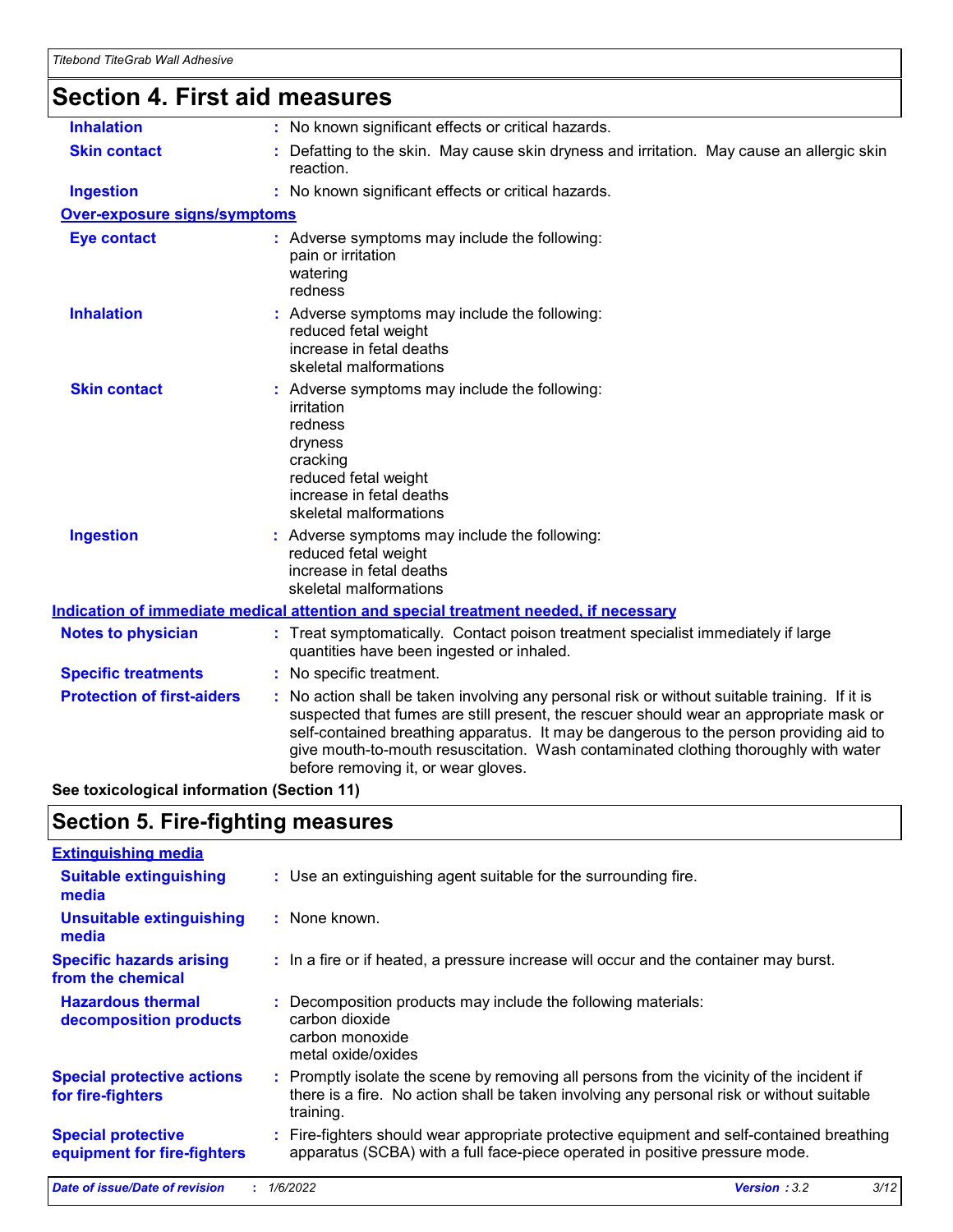## Section 4. First aid measures

| | |
|---|---|
| **Inhalation** | : No known significant effects or critical hazards. |
| **Skin contact** | : Defatting to the skin. May cause skin dryness and irritation. May cause an allergic skin reaction. |
| **Ingestion** | : No known significant effects or critical hazards. |

**Over-exposure signs/symptoms**

| | |
|---|---|
| **Eye contact** | : Adverse symptoms may include the following: pain or irritation watering redness |
| **Inhalation** | : Adverse symptoms may include the following: reduced fetal weight increase in fetal deaths skeletal malformations |
| **Skin contact** | : Adverse symptoms may include the following: irritation redness dryness cracking reduced fetal weight increase in fetal deaths skeletal malformations |
| **Ingestion** | : Adverse symptoms may include the following: reduced fetal weight increase in fetal deaths skeletal malformations |

**Indication of immediate medical attention and special treatment needed, if necessary**

| | |
|---|---|
| **Notes to physician** | : Treat symptomatically. Contact poison treatment specialist immediately if large quantities have been ingested or inhaled. |
| **Specific treatments** | : No specific treatment. |
| **Protection of first-aiders** | : No action shall be taken involving any personal risk or without suitable training. If it is suspected that fumes are still present, the rescuer should wear an appropriate mask or self-contained breathing apparatus. It may be dangerous to the person providing aid to give mouth-to-mouth resuscitation. Wash contaminated clothing thoroughly with water before removing it, or wear gloves. |

**See toxicological information (Section 11)**

## Section 5. Fire-fighting measures

**Extinguishing media**

| | |
|---|---|
| **Suitable extinguishing media** | : Use an extinguishing agent suitable for the surrounding fire. |
| **Unsuitable extinguishing media** | : None known. |
| **Specific hazards arising from the chemical** | : In a fire or if heated, a pressure increase will occur and the container may burst. |
| **Hazardous thermal decomposition products** | : Decomposition products may include the following materials: carbon dioxide carbon monoxide metal oxide/oxides |
| **Special protective actions for fire-fighters** | : Promptly isolate the scene by removing all persons from the vicinity of the incident if there is a fire. No action shall be taken involving any personal risk or without suitable training. |
| **Special protective equipment for fire-fighters** | : Fire-fighters should wear appropriate protective equipment and self-contained breathing apparatus (SCBA) with a full face-piece operated in positive pressure mode. |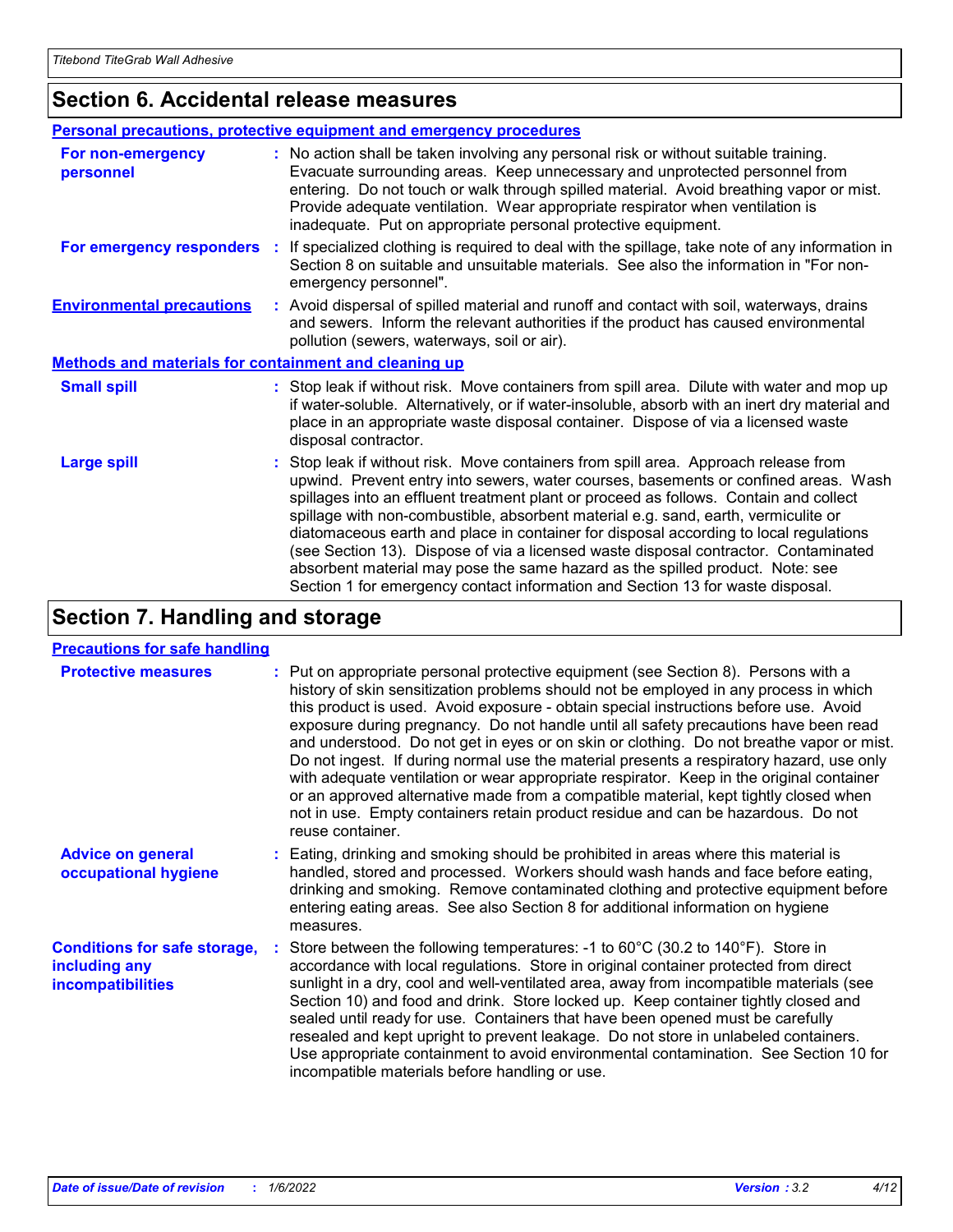## Section 6. Accidental release measures

### Personal precautions, protective equipment and emergency procedures

**For non-emergency personnel** : No action shall be taken involving any personal risk or without suitable training. Evacuate surrounding areas. Keep unnecessary and unprotected personnel from entering. Do not touch or walk through spilled material. Avoid breathing vapor or mist. Provide adequate ventilation. Wear appropriate respirator when ventilation is inadequate. Put on appropriate personal protective equipment.

**For emergency responders** : If specialized clothing is required to deal with the spillage, take note of any information in Section 8 on suitable and unsuitable materials. See also the information in "For non-emergency personnel".

**Environmental precautions** : Avoid dispersal of spilled material and runoff and contact with soil, waterways, drains and sewers. Inform the relevant authorities if the product has caused environmental pollution (sewers, waterways, soil or air).

### Methods and materials for containment and cleaning up

**Small spill** : Stop leak if without risk. Move containers from spill area. Dilute with water and mop up if water-soluble. Alternatively, or if water-insoluble, absorb with an inert dry material and place in an appropriate waste disposal container. Dispose of via a licensed waste disposal contractor.

**Large spill** : Stop leak if without risk. Move containers from spill area. Approach release from upwind. Prevent entry into sewers, water courses, basements or confined areas. Wash spillages into an effluent treatment plant or proceed as follows. Contain and collect spillage with non-combustible, absorbent material e.g. sand, earth, vermiculite or diatomaceous earth and place in container for disposal according to local regulations (see Section 13). Dispose of via a licensed waste disposal contractor. Contaminated absorbent material may pose the same hazard as the spilled product. Note: see Section 1 for emergency contact information and Section 13 for waste disposal.

## Section 7. Handling and storage

### Precautions for safe handling

**Protective measures** : Put on appropriate personal protective equipment (see Section 8). Persons with a history of skin sensitization problems should not be employed in any process in which this product is used. Avoid exposure - obtain special instructions before use. Avoid exposure during pregnancy. Do not handle until all safety precautions have been read and understood. Do not get in eyes or on skin or clothing. Do not breathe vapor or mist. Do not ingest. If during normal use the material presents a respiratory hazard, use only with adequate ventilation or wear appropriate respirator. Keep in the original container or an approved alternative made from a compatible material, kept tightly closed when not in use. Empty containers retain product residue and can be hazardous. Do not reuse container.

**Advice on general occupational hygiene** : Eating, drinking and smoking should be prohibited in areas where this material is handled, stored and processed. Workers should wash hands and face before eating, drinking and smoking. Remove contaminated clothing and protective equipment before entering eating areas. See also Section 8 for additional information on hygiene measures.

**Conditions for safe storage, including any incompatibilities** : Store between the following temperatures: -1 to 60°C (30.2 to 140°F). Store in accordance with local regulations. Store in original container protected from direct sunlight in a dry, cool and well-ventilated area, away from incompatible materials (see Section 10) and food and drink. Store locked up. Keep container tightly closed and sealed until ready for use. Containers that have been opened must be carefully resealed and kept upright to prevent leakage. Do not store in unlabeled containers. Use appropriate containment to avoid environmental contamination. See Section 10 for incompatible materials before handling or use.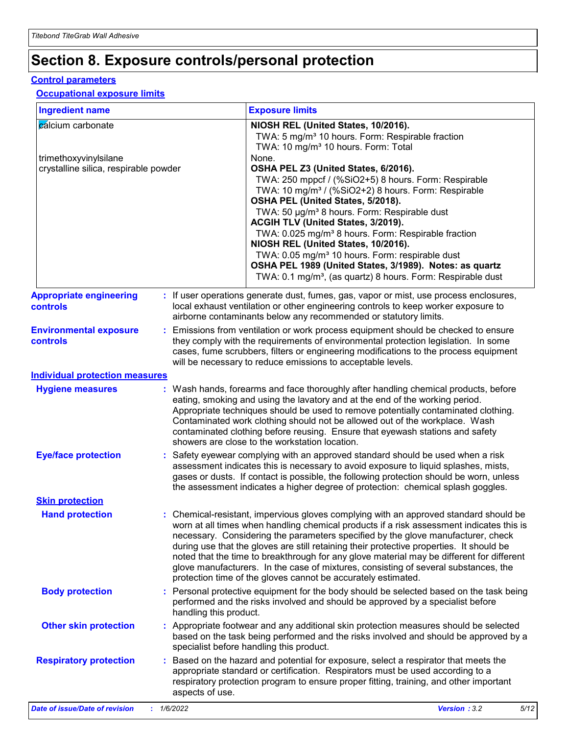# Section 8. Exposure controls/personal protection

## Control parameters

### Occupational exposure limits

| Ingredient name | Exposure limits |
|---|---|
| calcium carbonate | **NIOSH REL (United States, 10/2016).**<br>TWA: 5 mg/m³ 10 hours. Form: Respirable fraction<br>TWA: 10 mg/m³ 10 hours. Form: Total |
| trimethoxyvinylsilane | None. |
| crystalline silica, respirable powder | **OSHA PEL Z3 (United States, 6/2016).**<br>TWA: 250 mppcf / (%SiO2+5) 8 hours. Form: Respirable<br>TWA: 10 mg/m³ / (%SiO2+2) 8 hours. Form: Respirable<br>**OSHA PEL (United States, 5/2018).**<br>TWA: 50 µg/m³ 8 hours. Form: Respirable dust<br>**ACGIH TLV (United States, 3/2019).**<br>TWA: 0.025 mg/m³ 8 hours. Form: Respirable fraction<br>**NIOSH REL (United States, 10/2016).**<br>TWA: 0.05 mg/m³ 10 hours. Form: respirable dust<br>**OSHA PEL 1989 (United States, 3/1989). Notes: as quartz**<br>TWA: 0.1 mg/m³, (as quartz) 8 hours. Form: Respirable dust |

**Appropriate engineering controls** : If user operations generate dust, fumes, gas, vapor or mist, use process enclosures, local exhaust ventilation or other engineering controls to keep worker exposure to airborne contaminants below any recommended or statutory limits.

**Environmental exposure controls** : Emissions from ventilation or work process equipment should be checked to ensure they comply with the requirements of environmental protection legislation. In some cases, fume scrubbers, filters or engineering modifications to the process equipment will be necessary to reduce emissions to acceptable levels.

## Individual protection measures

**Hygiene measures** : Wash hands, forearms and face thoroughly after handling chemical products, before eating, smoking and using the lavatory and at the end of the working period. Appropriate techniques should be used to remove potentially contaminated clothing. Contaminated work clothing should not be allowed out of the workplace. Wash contaminated clothing before reusing. Ensure that eyewash stations and safety showers are close to the workstation location.

**Eye/face protection** : Safety eyewear complying with an approved standard should be used when a risk assessment indicates this is necessary to avoid exposure to liquid splashes, mists, gases or dusts. If contact is possible, the following protection should be worn, unless the assessment indicates a higher degree of protection: chemical splash goggles.

### Skin protection

**Hand protection** : Chemical-resistant, impervious gloves complying with an approved standard should be worn at all times when handling chemical products if a risk assessment indicates this is necessary. Considering the parameters specified by the glove manufacturer, check during use that the gloves are still retaining their protective properties. It should be noted that the time to breakthrough for any glove material may be different for different glove manufacturers. In the case of mixtures, consisting of several substances, the protection time of the gloves cannot be accurately estimated.

**Body protection** : Personal protective equipment for the body should be selected based on the task being performed and the risks involved and should be approved by a specialist before handling this product.

**Other skin protection** : Appropriate footwear and any additional skin protection measures should be selected based on the task being performed and the risks involved and should be approved by a specialist before handling this product.

**Respiratory protection** : Based on the hazard and potential for exposure, select a respirator that meets the appropriate standard or certification. Respirators must be used according to a respiratory protection program to ensure proper fitting, training, and other important aspects of use.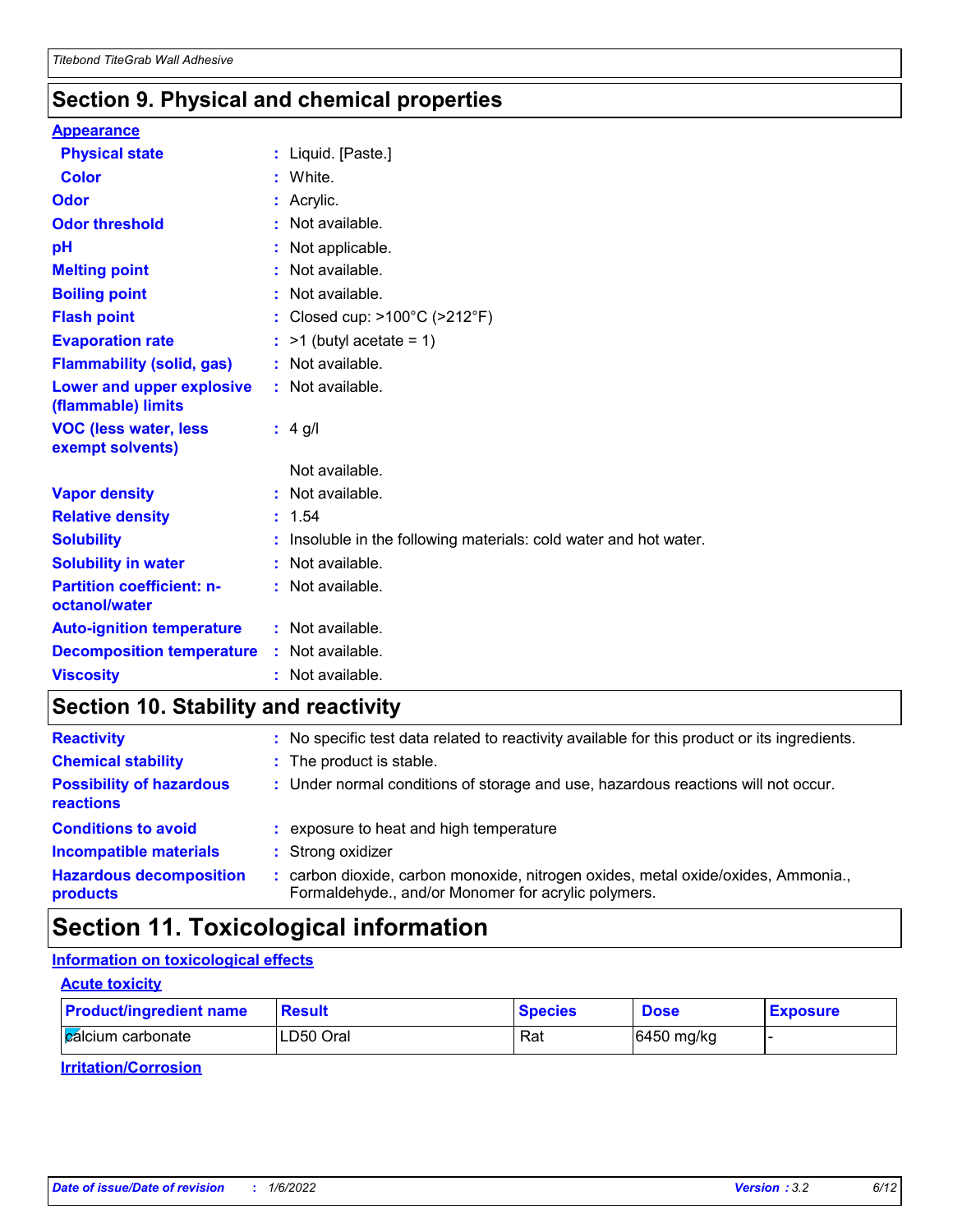## Section 9. Physical and chemical properties

**Appearance**

| | | |
|---|---|---|
| **Physical state** | : | Liquid. [Paste.] |
| **Color** | : | White. |
| **Odor** | : | Acrylic. |
| **Odor threshold** | : | Not available. |
| **pH** | : | Not applicable. |
| **Melting point** | : | Not available. |
| **Boiling point** | : | Not available. |
| **Flash point** | : | Closed cup: >100°C (>212°F) |
| **Evaporation rate** | : | >1 (butyl acetate = 1) |
| **Flammability (solid, gas)** | : | Not available. |
| **Lower and upper explosive (flammable) limits** | : | Not available. |
| **VOC (less water, less exempt solvents)** | : | 4 g/l |
| | | Not available. |
| **Vapor density** | : | Not available. |
| **Relative density** | : | 1.54 |
| **Solubility** | : | Insoluble in the following materials: cold water and hot water. |
| **Solubility in water** | : | Not available. |
| **Partition coefficient: n-octanol/water** | : | Not available. |
| **Auto-ignition temperature** | : | Not available. |
| **Decomposition temperature** | : | Not available. |
| **Viscosity** | : | Not available. |

## Section 10. Stability and reactivity

| | | |
|---|---|---|
| **Reactivity** | : | No specific test data related to reactivity available for this product or its ingredients. |
| **Chemical stability** | : | The product is stable. |
| **Possibility of hazardous reactions** | : | Under normal conditions of storage and use, hazardous reactions will not occur. |
| **Conditions to avoid** | : | exposure to heat and high temperature |
| **Incompatible materials** | : | Strong oxidizer |
| **Hazardous decomposition products** | : | carbon dioxide, carbon monoxide, nitrogen oxides, metal oxide/oxides, Ammonia., Formaldehyde., and/or Monomer for acrylic polymers. |

## Section 11. Toxicological information

**Information on toxicological effects**

**Acute toxicity**

| Product/ingredient name | Result | Species | Dose | Exposure |
|---|---|---|---|---|
| calcium carbonate | LD50 Oral | Rat | 6450 mg/kg | - |

**Irritation/Corrosion**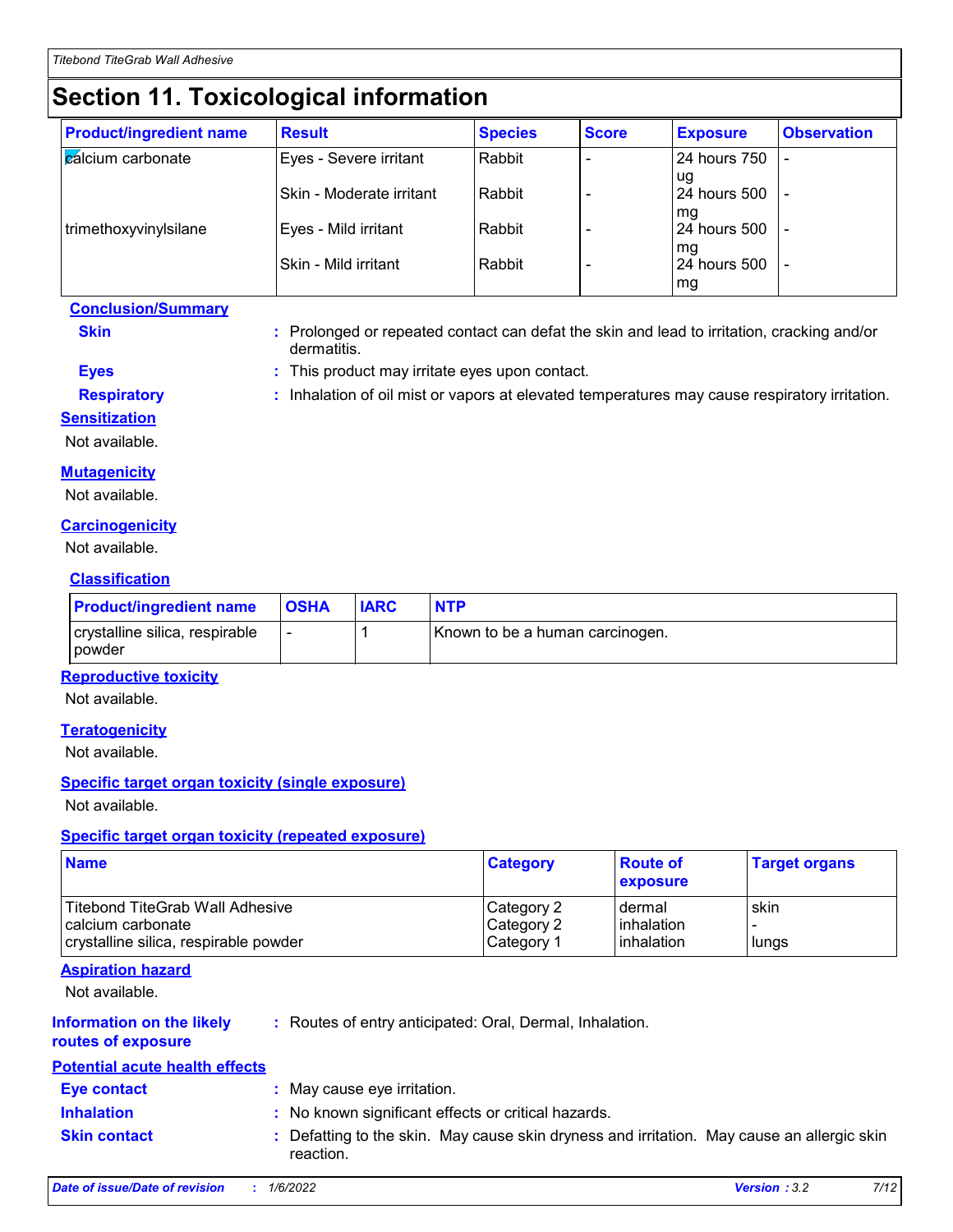# Section 11. Toxicological information

| Product/ingredient name | Result | Species | Score | Exposure | Observation |
|---|---|---|---|---|---|
| calcium carbonate | Eyes - Severe irritant | Rabbit | - | 24 hours 750 ug | - |
| | Skin - Moderate irritant | Rabbit | - | 24 hours 500 mg | - |
| trimethoxyvinylsilane | Eyes - Mild irritant | Rabbit | - | 24 hours 500 mg | - |
| | Skin - Mild irritant | Rabbit | - | 24 hours 500 mg | - |

**Conclusion/Summary**

**Skin** : Prolonged or repeated contact can defat the skin and lead to irritation, cracking and/or dermatitis.

**Eyes** : This product may irritate eyes upon contact.

**Respiratory** : Inhalation of oil mist or vapors at elevated temperatures may cause respiratory irritation.

**Sensitization**

Not available.

**Mutagenicity**

Not available.

**Carcinogenicity**

Not available.

**Classification**

| Product/ingredient name | OSHA | IARC | NTP |
|---|---|---|---|
| crystalline silica, respirable powder | - | 1 | Known to be a human carcinogen. |

**Reproductive toxicity**

Not available.

**Teratogenicity**

Not available.

**Specific target organ toxicity (single exposure)**

Not available.

**Specific target organ toxicity (repeated exposure)**

| Name | Category | Route of exposure | Target organs |
|---|---|---|---|
| Titebond TiteGrab Wall Adhesive | Category 2 | dermal | skin |
| calcium carbonate | Category 2 | inhalation | - |
| crystalline silica, respirable powder | Category 1 | inhalation | lungs |

**Aspiration hazard**

Not available.

**Information on the likely routes of exposure** : Routes of entry anticipated: Oral, Dermal, Inhalation.

**Potential acute health effects**

**Eye contact** : May cause eye irritation.

**Inhalation** : No known significant effects or critical hazards.

**Skin contact** : Defatting to the skin. May cause skin dryness and irritation. May cause an allergic skin reaction.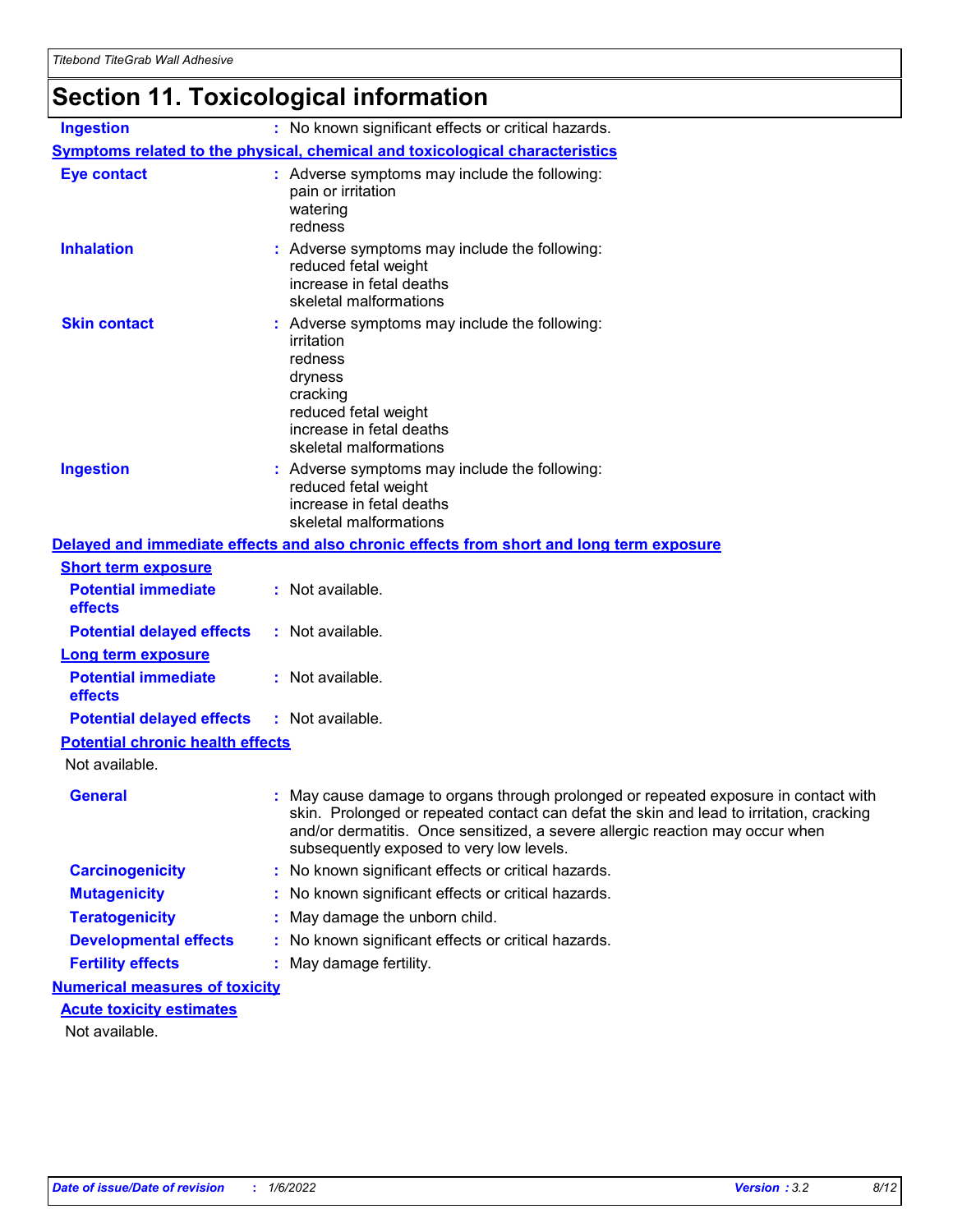# Section 11. Toxicological information

**Ingestion** : No known significant effects or critical hazards.

**Symptoms related to the physical, chemical and toxicological characteristics**

**Eye contact** : Adverse symptoms may include the following:
pain or irritation
watering
redness

**Inhalation** : Adverse symptoms may include the following:
reduced fetal weight
increase in fetal deaths
skeletal malformations

**Skin contact** : Adverse symptoms may include the following:
irritation
redness
dryness
cracking
reduced fetal weight
increase in fetal deaths
skeletal malformations

**Ingestion** : Adverse symptoms may include the following:
reduced fetal weight
increase in fetal deaths
skeletal malformations

**Delayed and immediate effects and also chronic effects from short and long term exposure**

**Short term exposure**

**Potential immediate effects** : Not available.

**Potential delayed effects** : Not available.

**Long term exposure**

**Potential immediate effects** : Not available.

**Potential delayed effects** : Not available.

**Potential chronic health effects**

Not available.

**General** : May cause damage to organs through prolonged or repeated exposure in contact with skin. Prolonged or repeated contact can defat the skin and lead to irritation, cracking and/or dermatitis. Once sensitized, a severe allergic reaction may occur when subsequently exposed to very low levels.

**Carcinogenicity** : No known significant effects or critical hazards.

**Mutagenicity** : No known significant effects or critical hazards.

**Teratogenicity** : May damage the unborn child.

**Developmental effects** : No known significant effects or critical hazards.

**Fertility effects** : May damage fertility.

**Numerical measures of toxicity**

**Acute toxicity estimates**

Not available.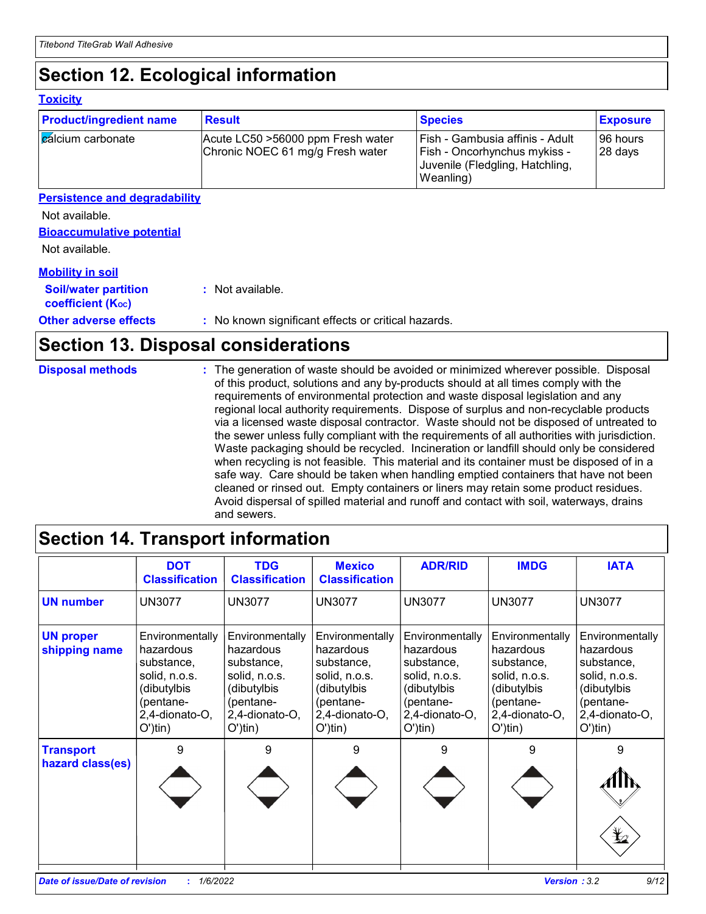## Section 12. Ecological information

### Toxicity

| Product/ingredient name | Result | Species | Exposure |
|---|---|---|---|
| calcium carbonate | Acute LC50 >56000 ppm Fresh water<br>Chronic NOEC 61 mg/g Fresh water | Fish - Gambusia affinis - Adult<br>Fish - Oncorhynchus mykiss - Juvenile (Fledgling, Hatchling, Weanling) | 96 hours<br>28 days |

### Persistence and degradability

Not available.

### Bioaccumulative potential

Not available.

### Mobility in soil

**Soil/water partition coefficient ($K_{OC}$)** : Not available.

**Other adverse effects** : No known significant effects or critical hazards.

## Section 13. Disposal considerations

**Disposal methods** : The generation of waste should be avoided or minimized wherever possible. Disposal of this product, solutions and any by-products should at all times comply with the requirements of environmental protection and waste disposal legislation and any regional local authority requirements. Dispose of surplus and non-recyclable products via a licensed waste disposal contractor. Waste should not be disposed of untreated to the sewer unless fully compliant with the requirements of all authorities with jurisdiction. Waste packaging should be recycled. Incineration or landfill should only be considered when recycling is not feasible. This material and its container must be disposed of in a safe way. Care should be taken when handling emptied containers that have not been cleaned or rinsed out. Empty containers or liners may retain some product residues. Avoid dispersal of spilled material and runoff and contact with soil, waterways, drains and sewers.

## Section 14. Transport information

| | DOT Classification | TDG Classification | Mexico Classification | ADR/RID | IMDG | IATA |
|---|---|---|---|---|---|---|
| **UN number** | UN3077 | UN3077 | UN3077 | UN3077 | UN3077 | UN3077 |
| **UN proper shipping name** | Environmentally hazardous substance, solid, n.o.s. (dibutylbis (pentane-2,4-dionato-O, O')tin) | Environmentally hazardous substance, solid, n.o.s. (dibutylbis (pentane-2,4-dionato-O, O')tin) | Environmentally hazardous substance, solid, n.o.s. (dibutylbis (pentane-2,4-dionato-O, O')tin) | Environmentally hazardous substance, solid, n.o.s. (dibutylbis (pentane-2,4-dionato-O, O')tin) | Environmentally hazardous substance, solid, n.o.s. (dibutylbis (pentane-2,4-dionato-O, O')tin) | Environmentally hazardous substance, solid, n.o.s. (dibutylbis (pentane-2,4-dionato-O, O')tin) |
| **Transport hazard class(es)** | 9 | 9 | 9 | 9 | 9 | 9 |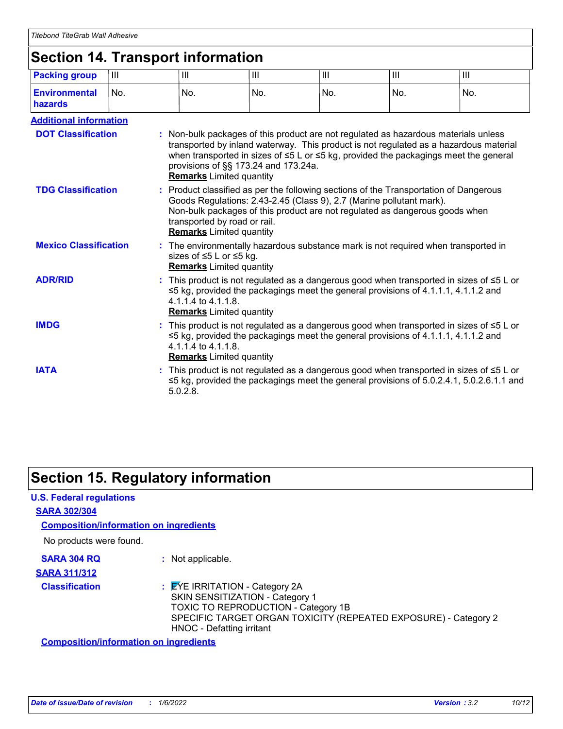## Section 14. Transport information

| Packing group | III | III | III | III | III | III |
|---|---|---|---|---|---|---|
| Environmental hazards | No. | No. | No. | No. | No. | No. |

**Additional information**

**DOT Classification** : Non-bulk packages of this product are not regulated as hazardous materials unless transported by inland waterway. This product is not regulated as a hazardous material when transported in sizes of ≤5 L or ≤5 kg, provided the packagings meet the general provisions of §§ 173.24 and 173.24a.
**Remarks** Limited quantity

**TDG Classification** : Product classified as per the following sections of the Transportation of Dangerous Goods Regulations: 2.43-2.45 (Class 9), 2.7 (Marine pollutant mark).
Non-bulk packages of this product are not regulated as dangerous goods when transported by road or rail.
**Remarks** Limited quantity

**Mexico Classification** : The environmentally hazardous substance mark is not required when transported in sizes of ≤5 L or ≤5 kg.
**Remarks** Limited quantity

**ADR/RID** : This product is not regulated as a dangerous good when transported in sizes of ≤5 L or ≤5 kg, provided the packagings meet the general provisions of 4.1.1.1, 4.1.1.2 and 4.1.1.4 to 4.1.1.8.
**Remarks** Limited quantity

**IMDG** : This product is not regulated as a dangerous good when transported in sizes of ≤5 L or ≤5 kg, provided the packagings meet the general provisions of 4.1.1.1, 4.1.1.2 and 4.1.1.4 to 4.1.1.8.
**Remarks** Limited quantity

**IATA** : This product is not regulated as a dangerous good when transported in sizes of ≤5 L or ≤5 kg, provided the packagings meet the general provisions of 5.0.2.4.1, 5.0.2.6.1.1 and 5.0.2.8.

## Section 15. Regulatory information

**U.S. Federal regulations**

**SARA 302/304**

**Composition/information on ingredients**

No products were found.

**SARA 304 RQ** : Not applicable.

**SARA 311/312**

**Classification** : EYE IRRITATION - Category 2A
SKIN SENSITIZATION - Category 1
TOXIC TO REPRODUCTION - Category 1B
SPECIFIC TARGET ORGAN TOXICITY (REPEATED EXPOSURE) - Category 2
HNOC - Defatting irritant

**Composition/information on ingredients**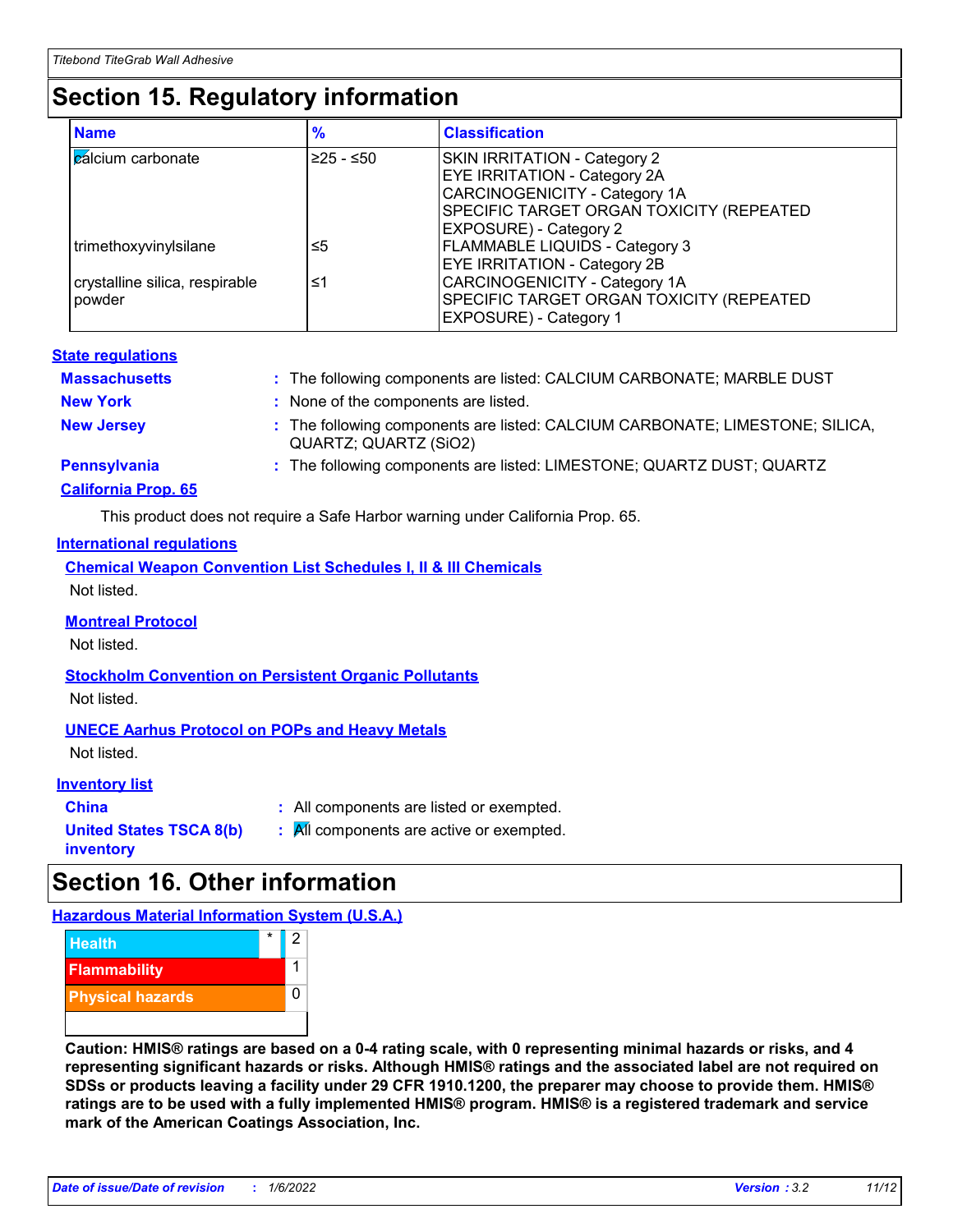## Section 15. Regulatory information

| Name | % | Classification |
|---|---|---|
| calcium carbonate | ≥25 - ≤50 | SKIN IRRITATION - Category 2<br>EYE IRRITATION - Category 2A<br>CARCINOGENICITY - Category 1A<br>SPECIFIC TARGET ORGAN TOXICITY (REPEATED EXPOSURE) - Category 2 |
| trimethoxyvinylsilane | ≤5 | FLAMMABLE LIQUIDS - Category 3<br>EYE IRRITATION - Category 2B |
| crystalline silica, respirable powder | ≤1 | CARCINOGENICITY - Category 1A<br>SPECIFIC TARGET ORGAN TOXICITY (REPEATED EXPOSURE) - Category 1 |

### State regulations

**Massachusetts** : The following components are listed: CALCIUM CARBONATE; MARBLE DUST

**New York** : None of the components are listed.

**New Jersey** : The following components are listed: CALCIUM CARBONATE; LIMESTONE; SILICA, QUARTZ; QUARTZ ($SiO_2$)

**Pennsylvania** : The following components are listed: LIMESTONE; QUARTZ DUST; QUARTZ

**California Prop. 65**

This product does not require a Safe Harbor warning under California Prop. 65.

### International regulations

**Chemical Weapon Convention List Schedules I, II & III Chemicals**

Not listed.

**Montreal Protocol**

Not listed.

**Stockholm Convention on Persistent Organic Pollutants**

Not listed.

**UNECE Aarhus Protocol on POPs and Heavy Metals**

Not listed.

### Inventory list

**China** : All components are listed or exempted.

**United States TSCA 8(b) inventory** : All components are active or exempted.

## Section 16. Other information

### Hazardous Material Information System (U.S.A.)

| Hazard | | Rating |
|---|---|---|
| Health | * | 2 |
| Flammability | | 1 |
| Physical hazards | | 0 |

**Caution: HMIS® ratings are based on a 0-4 rating scale, with 0 representing minimal hazards or risks, and 4 representing significant hazards or risks. Although HMIS® ratings and the associated label are not required on SDSs or products leaving a facility under 29 CFR 1910.1200, the preparer may choose to provide them. HMIS® ratings are to be used with a fully implemented HMIS® program. HMIS® is a registered trademark and service mark of the American Coatings Association, Inc.**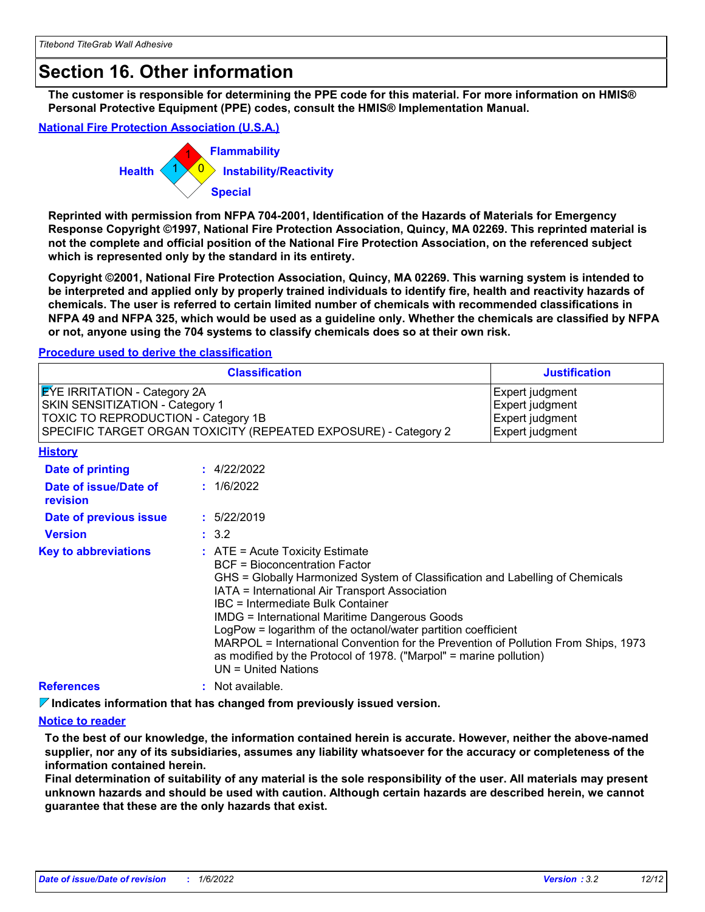# Section 16. Other information

**The customer is responsible for determining the PPE code for this material. For more information on HMIS® Personal Protective Equipment (PPE) codes, consult the HMIS® Implementation Manual.**

**National Fire Protection Association (U.S.A.)**

Flammability
1
Health
1
0
Instability/Reactivity
Special

**Reprinted with permission from NFPA 704-2001, Identification of the Hazards of Materials for Emergency Response Copyright ©1997, National Fire Protection Association, Quincy, MA 02269. This reprinted material is not the complete and official position of the National Fire Protection Association, on the referenced subject which is represented only by the standard in its entirety.**

**Copyright ©2001, National Fire Protection Association, Quincy, MA 02269. This warning system is intended to be interpreted and applied only by properly trained individuals to identify fire, health and reactivity hazards of chemicals. The user is referred to certain limited number of chemicals with recommended classifications in NFPA 49 and NFPA 325, which would be used as a guideline only. Whether the chemicals are classified by NFPA or not, anyone using the 704 systems to classify chemicals does so at their own risk.**

**Procedure used to derive the classification**

| Classification | Justification |
|---|---|
| EYE IRRITATION - Category 2A | Expert judgment |
| SKIN SENSITIZATION - Category 1 | Expert judgment |
| TOXIC TO REPRODUCTION - Category 1B | Expert judgment |
| SPECIFIC TARGET ORGAN TOXICITY (REPEATED EXPOSURE) - Category 2 | Expert judgment |

**History**

**Date of printing** : 4/22/2022

**Date of issue/Date of revision** : 1/6/2022

**Date of previous issue** : 5/22/2019

**Version** : 3.2

**Key to abbreviations** :
ATE = Acute Toxicity Estimate
BCF = Bioconcentration Factor
GHS = Globally Harmonized System of Classification and Labelling of Chemicals
IATA = International Air Transport Association
IBC = Intermediate Bulk Container
IMDG = International Maritime Dangerous Goods
LogPow = logarithm of the octanol/water partition coefficient
MARPOL = International Convention for the Prevention of Pollution From Ships, 1973 as modified by the Protocol of 1978. ("Marpol" = marine pollution)
UN = United Nations

**References** : Not available.

**Indicates information that has changed from previously issued version.**

**Notice to reader**

**To the best of our knowledge, the information contained herein is accurate. However, neither the above-named supplier, nor any of its subsidiaries, assumes any liability whatsoever for the accuracy or completeness of the information contained herein.**
**Final determination of suitability of any material is the sole responsibility of the user. All materials may present unknown hazards and should be used with caution. Although certain hazards are described herein, we cannot guarantee that these are the only hazards that exist.**